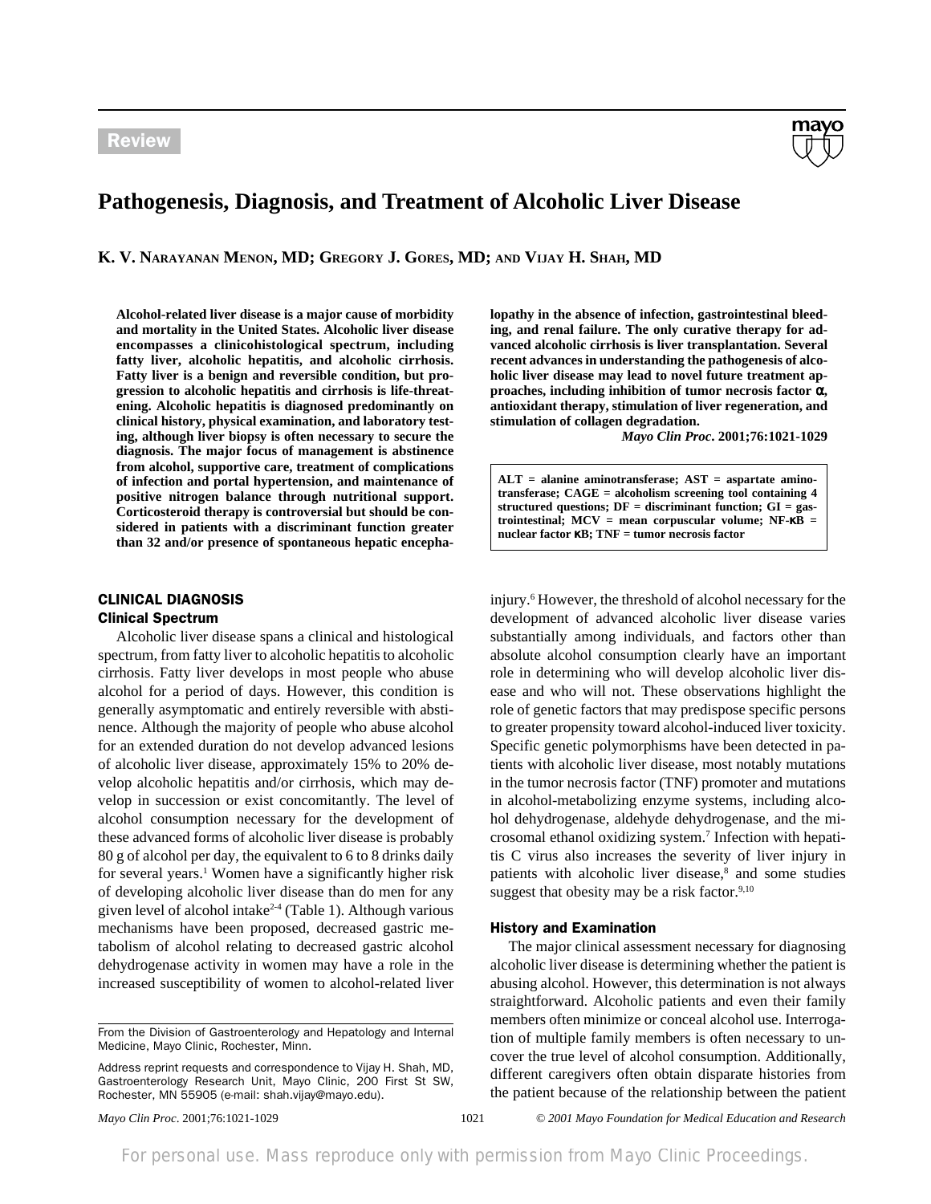**Review**

# Pathogenesis, Diagnosis, and Treatment of Alcoholic Liver Disease

**K. V. Narayanan Menon, MD; Gregory J. Gores, MD; and Vijay H. Shah, MD**

**Alcohol-related liver disease is a major cause of morbidity and mortality in the United States. Alcoholic liver disease encompasses a clinicohistological spectrum, including fatty liver, alcoholic hepatitis, and alcoholic cirrhosis. Fatty liver is a benign and reversible condition, but progression to alcoholic hepatitis and cirrhosis is life-threatening. Alcoholic hepatitis is diagnosed predominantly on clinical history, physical examination, and laboratory testing, although liver biopsy is often necessary to secure the diagnosis. The major focus of management is abstinence from alcohol, supportive care, treatment of complications of infection and portal hypertension, and maintenance of positive nitrogen balance through nutritional support. Corticosteroid therapy is controversial but should be considered in patients with a discriminant function greater than 32 and/or presence of spontaneous hepatic encephalopathy in the absence of infection, gastrointestinal bleeding, and renal failure. The only curative therapy for advanced alcoholic cirrhosis is liver transplantation. Several recent advances in understanding the pathogenesis of alcoholic liver disease may lead to novel future treatment approaches, including inhibition of tumor necrosis factor α, antioxidant therapy, stimulation of liver regeneration, and stimulation of collagen degradation.**

***Mayo Clin Proc*. 2001;76:1021-1029**

**ALT = alanine aminotransferase; AST = aspartate aminotransferase; CAGE = alcoholism screening tool containing 4 structured questions; DF = discriminant function; GI = gastrointestinal; MCV = mean corpuscular volume; NF-κB = nuclear factor κB; TNF = tumor necrosis factor**

## CLINICAL DIAGNOSIS

### Clinical Spectrum

Alcoholic liver disease spans a clinical and histological spectrum, from fatty liver to alcoholic hepatitis to alcoholic cirrhosis. Fatty liver develops in most people who abuse alcohol for a period of days. However, this condition is generally asymptomatic and entirely reversible with abstinence. Although the majority of people who abuse alcohol for an extended duration do not develop advanced lesions of alcoholic liver disease, approximately 15% to 20% develop alcoholic hepatitis and/or cirrhosis, which may develop in succession or exist concomitantly. The level of alcohol consumption necessary for the development of these advanced forms of alcoholic liver disease is probably 80 g of alcohol per day, the equivalent to 6 to 8 drinks daily for several years.[1] Women have a significantly higher risk of developing alcoholic liver disease than do men for any given level of alcohol intake[2-4] (Table 1). Although various mechanisms have been proposed, decreased gastric metabolism of alcohol relating to decreased gastric alcohol dehydrogenase activity in women may have a role in the increased susceptibility of women to alcohol-related liver injury.[6] However, the threshold of alcohol necessary for the development of advanced alcoholic liver disease varies substantially among individuals, and factors other than absolute alcohol consumption clearly have an important role in determining who will develop alcoholic liver disease and who will not. These observations highlight the role of genetic factors that may predispose specific persons to greater propensity toward alcohol-induced liver toxicity. Specific genetic polymorphisms have been detected in patients with alcoholic liver disease, most notably mutations in the tumor necrosis factor (TNF) promoter and mutations in alcohol-metabolizing enzyme systems, including alcohol dehydrogenase, aldehyde dehydrogenase, and the microsomal ethanol oxidizing system.[7] Infection with hepatitis C virus also increases the severity of liver injury in patients with alcoholic liver disease,[8] and some studies suggest that obesity may be a risk factor.[9,10]

### History and Examination

The major clinical assessment necessary for diagnosing alcoholic liver disease is determining whether the patient is abusing alcohol. However, this determination is not always straightforward. Alcoholic patients and even their family members often minimize or conceal alcohol use. Interrogation of multiple family members is often necessary to uncover the true level of alcohol consumption. Additionally, different caregivers often obtain disparate histories from the patient because of the relationship between the patient

From the Division of Gastroenterology and Hepatology and Internal Medicine, Mayo Clinic, Rochester, Minn.

Address reprint requests and correspondence to Vijay H. Shah, MD, Gastroenterology Research Unit, Mayo Clinic, 200 First St SW, Rochester, MN 55905 (e-mail: shah.vijay@mayo.edu).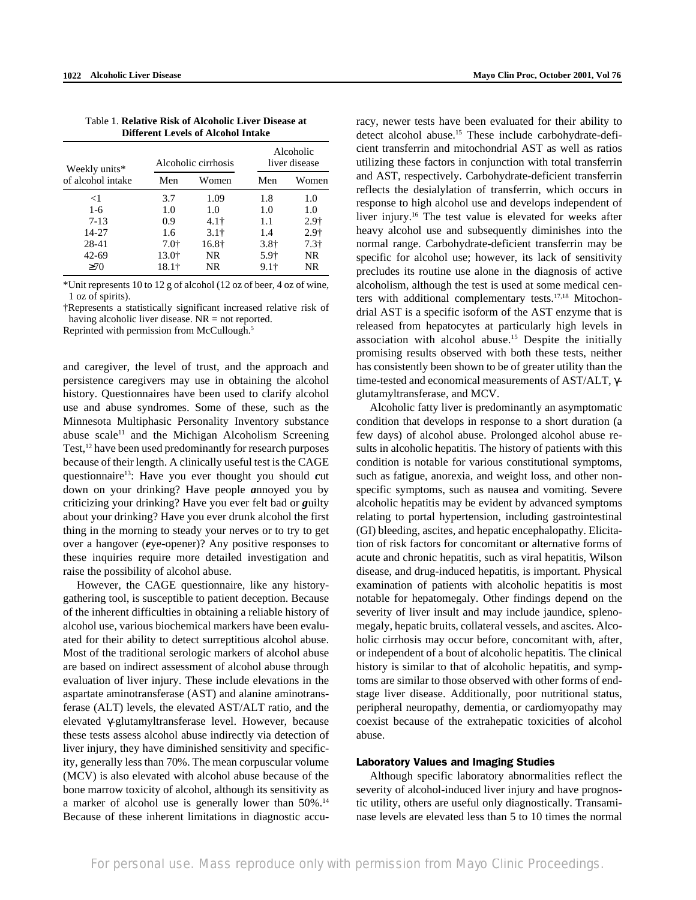Table 1. **Relative Risk of Alcoholic Liver Disease at Different Levels of Alcohol Intake**

| Weekly units* of alcohol intake | Alcoholic cirrhosis | | Alcoholic liver disease | |
|---|---|---|---|---|
| | Men | Women | Men | Women |
| <1 | 3.7 | 1.09 | 1.8 | 1.0 |
| 1-6 | 1.0 | 1.0 | 1.0 | 1.0 |
| 7-13 | 0.9 | 4.1† | 1.1 | 2.9† |
| 14-27 | 1.6 | 3.1† | 1.4 | 2.9† |
| 28-41 | 7.0† | 16.8† | 3.8† | 7.3† |
| 42-69 | 13.0† | NR | 5.9† | NR |
| ≥70 | 18.1† | NR | 9.1† | NR |

*Unit represents 10 to 12 g of alcohol (12 oz of beer, 4 oz of wine, 1 oz of spirits).

†Represents a statistically significant increased relative risk of having alcoholic liver disease. NR = not reported.

Reprinted with permission from McCullough.[5]

and caregiver, the level of trust, and the approach and persistence caregivers may use in obtaining the alcohol history. Questionnaires have been used to clarify alcohol use and abuse syndromes. Some of these, such as the Minnesota Multiphasic Personality Inventory substance abuse scale[11] and the Michigan Alcoholism Screening Test,[12] have been used predominantly for research purposes because of their length. A clinically useful test is the CAGE questionnaire[13]: Have you ever thought you should ***c***ut down on your drinking? Have people ***a***nnoyed you by criticizing your drinking? Have you ever felt bad or ***g***uilty about your drinking? Have you ever drunk alcohol the first thing in the morning to steady your nerves or to try to get over a hangover (***e***ye-opener)? Any positive responses to these inquiries require more detailed investigation and raise the possibility of alcohol abuse.

However, the CAGE questionnaire, like any history-gathering tool, is susceptible to patient deception. Because of the inherent difficulties in obtaining a reliable history of alcohol use, various biochemical markers have been evaluated for their ability to detect surreptitious alcohol abuse. Most of the traditional serologic markers of alcohol abuse are based on indirect assessment of alcohol abuse through evaluation of liver injury. These include elevations in the aspartate aminotransferase (AST) and alanine aminotransferase (ALT) levels, the elevated AST/ALT ratio, and the elevated γ-glutamyltransferase level. However, because these tests assess alcohol abuse indirectly via detection of liver injury, they have diminished sensitivity and specificity, generally less than 70%. The mean corpuscular volume (MCV) is also elevated with alcohol abuse because of the bone marrow toxicity of alcohol, although its sensitivity as a marker of alcohol use is generally lower than 50%.[14] Because of these inherent limitations in diagnostic accuracy, newer tests have been evaluated for their ability to detect alcohol abuse.[15] These include carbohydrate-deficient transferrin and mitochondrial AST as well as ratios utilizing these factors in conjunction with total transferrin and AST, respectively. Carbohydrate-deficient transferrin reflects the desialylation of transferrin, which occurs in response to high alcohol use and develops independent of liver injury.[16] The test value is elevated for weeks after heavy alcohol use and subsequently diminishes into the normal range. Carbohydrate-deficient transferrin may be specific for alcohol use; however, its lack of sensitivity precludes its routine use alone in the diagnosis of active alcoholism, although the test is used at some medical centers with additional complementary tests.[17,18] Mitochondrial AST is a specific isoform of the AST enzyme that is released from hepatocytes at particularly high levels in association with alcohol abuse.[15] Despite the initially promising results observed with both these tests, neither has consistently been shown to be of greater utility than the time-tested and economical measurements of AST/ALT, γ-glutamyltransferase, and MCV.

Alcoholic fatty liver is predominantly an asymptomatic condition that develops in response to a short duration (a few days) of alcohol abuse. Prolonged alcohol abuse results in alcoholic hepatitis. The history of patients with this condition is notable for various constitutional symptoms, such as fatigue, anorexia, and weight loss, and other nonspecific symptoms, such as nausea and vomiting. Severe alcoholic hepatitis may be evident by advanced symptoms relating to portal hypertension, including gastrointestinal (GI) bleeding, ascites, and hepatic encephalopathy. Elicitation of risk factors for concomitant or alternative forms of acute and chronic hepatitis, such as viral hepatitis, Wilson disease, and drug-induced hepatitis, is important. Physical examination of patients with alcoholic hepatitis is most notable for hepatomegaly. Other findings depend on the severity of liver insult and may include jaundice, splenomegaly, hepatic bruits, collateral vessels, and ascites. Alcoholic cirrhosis may occur before, concomitant with, after, or independent of a bout of alcoholic hepatitis. The clinical history is similar to that of alcoholic hepatitis, and symptoms are similar to those observed with other forms of end-stage liver disease. Additionally, poor nutritional status, peripheral neuropathy, dementia, or cardiomyopathy may coexist because of the extrahepatic toxicities of alcohol abuse.

### Laboratory Values and Imaging Studies

Although specific laboratory abnormalities reflect the severity of alcohol-induced liver injury and have prognostic utility, others are useful only diagnostically. Transaminase levels are elevated less than 5 to 10 times the normal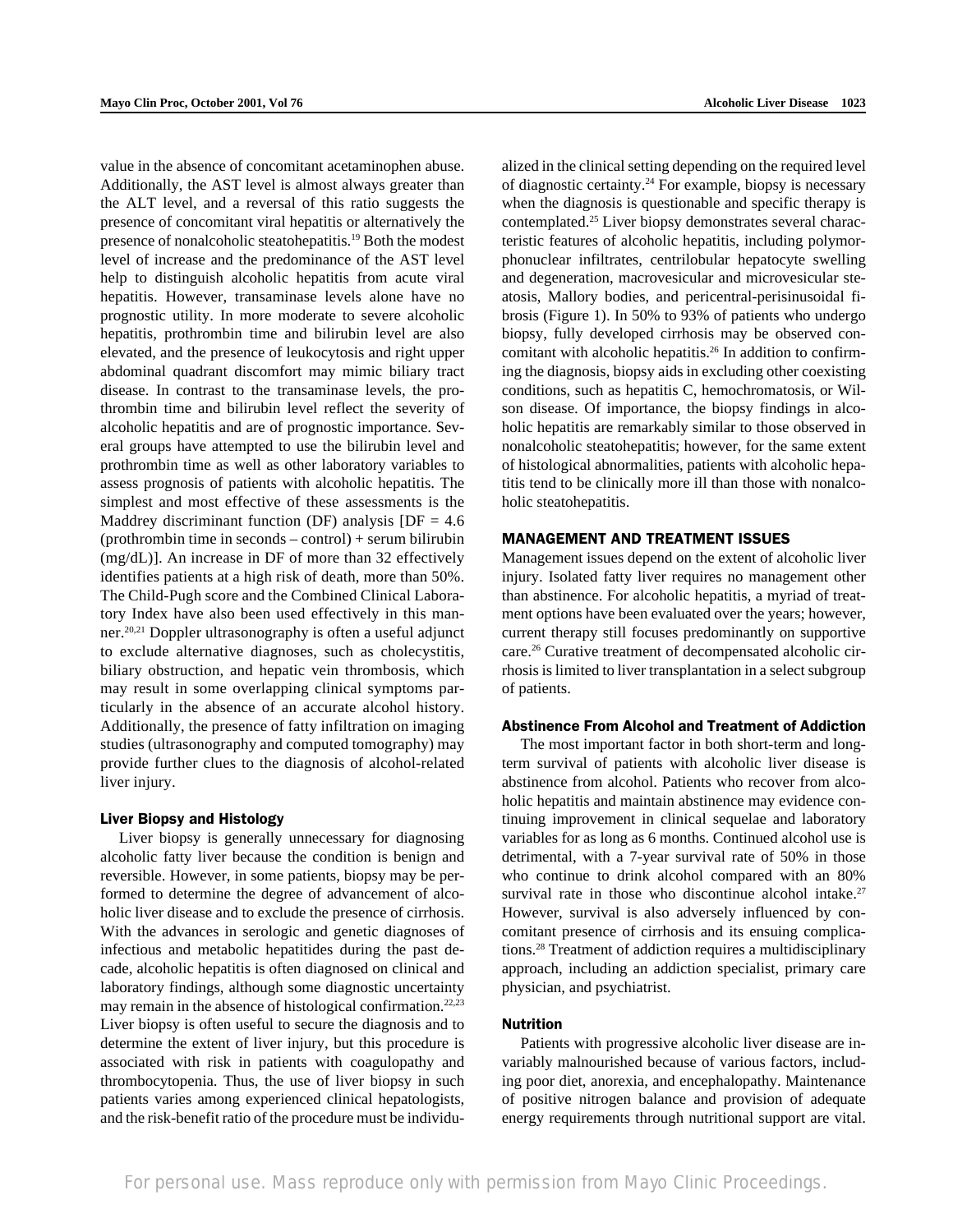value in the absence of concomitant acetaminophen abuse. Additionally, the AST level is almost always greater than the ALT level, and a reversal of this ratio suggests the presence of concomitant viral hepatitis or alternatively the presence of nonalcoholic steatohepatitis.[19] Both the modest level of increase and the predominance of the AST level help to distinguish alcoholic hepatitis from acute viral hepatitis. However, transaminase levels alone have no prognostic utility. In more moderate to severe alcoholic hepatitis, prothrombin time and bilirubin level are also elevated, and the presence of leukocytosis and right upper abdominal quadrant discomfort may mimic biliary tract disease. In contrast to the transaminase levels, the prothrombin time and bilirubin level reflect the severity of alcoholic hepatitis and are of prognostic importance. Several groups have attempted to use the bilirubin level and prothrombin time as well as other laboratory variables to assess prognosis of patients with alcoholic hepatitis. The simplest and most effective of these assessments is the Maddrey discriminant function (DF) analysis [DF = 4.6 (prothrombin time in seconds – control) + serum bilirubin (mg/dL)]. An increase in DF of more than 32 effectively identifies patients at a high risk of death, more than 50%. The Child-Pugh score and the Combined Clinical Laboratory Index have also been used effectively in this manner.[20,21] Doppler ultrasonography is often a useful adjunct to exclude alternative diagnoses, such as cholecystitis, biliary obstruction, and hepatic vein thrombosis, which may result in some overlapping clinical symptoms particularly in the absence of an accurate alcohol history. Additionally, the presence of fatty infiltration on imaging studies (ultrasonography and computed tomography) may provide further clues to the diagnosis of alcohol-related liver injury.

### Liver Biopsy and Histology

Liver biopsy is generally unnecessary for diagnosing alcoholic fatty liver because the condition is benign and reversible. However, in some patients, biopsy may be performed to determine the degree of advancement of alcoholic liver disease and to exclude the presence of cirrhosis. With the advances in serologic and genetic diagnoses of infectious and metabolic hepatitides during the past decade, alcoholic hepatitis is often diagnosed on clinical and laboratory findings, although some diagnostic uncertainty may remain in the absence of histological confirmation.[22,23] Liver biopsy is often useful to secure the diagnosis and to determine the extent of liver injury, but this procedure is associated with risk in patients with coagulopathy and thrombocytopenia. Thus, the use of liver biopsy in such patients varies among experienced clinical hepatologists, and the risk-benefit ratio of the procedure must be individualized in the clinical setting depending on the required level of diagnostic certainty.[24] For example, biopsy is necessary when the diagnosis is questionable and specific therapy is contemplated.[25] Liver biopsy demonstrates several characteristic features of alcoholic hepatitis, including polymorphonuclear infiltrates, centrilobular hepatocyte swelling and degeneration, macrovesicular and microvesicular steatosis, Mallory bodies, and pericentral-perisinusoidal fibrosis (Figure 1). In 50% to 93% of patients who undergo biopsy, fully developed cirrhosis may be observed concomitant with alcoholic hepatitis.[26] In addition to confirming the diagnosis, biopsy aids in excluding other coexisting conditions, such as hepatitis C, hemochromatosis, or Wilson disease. Of importance, the biopsy findings in alcoholic hepatitis are remarkably similar to those observed in nonalcoholic steatohepatitis; however, for the same extent of histological abnormalities, patients with alcoholic hepatitis tend to be clinically more ill than those with nonalcoholic steatohepatitis.

## MANAGEMENT AND TREATMENT ISSUES

Management issues depend on the extent of alcoholic liver injury. Isolated fatty liver requires no management other than abstinence. For alcoholic hepatitis, a myriad of treatment options have been evaluated over the years; however, current therapy still focuses predominantly on supportive care.[26] Curative treatment of decompensated alcoholic cirrhosis is limited to liver transplantation in a select subgroup of patients.

### Abstinence From Alcohol and Treatment of Addiction

The most important factor in both short-term and long-term survival of patients with alcoholic liver disease is abstinence from alcohol. Patients who recover from alcoholic hepatitis and maintain abstinence may evidence continuing improvement in clinical sequelae and laboratory variables for as long as 6 months. Continued alcohol use is detrimental, with a 7-year survival rate of 50% in those who continue to drink alcohol compared with an 80% survival rate in those who discontinue alcohol intake.[27] However, survival is also adversely influenced by concomitant presence of cirrhosis and its ensuing complications.[28] Treatment of addiction requires a multidisciplinary approach, including an addiction specialist, primary care physician, and psychiatrist.

### Nutrition

Patients with progressive alcoholic liver disease are invariably malnourished because of various factors, including poor diet, anorexia, and encephalopathy. Maintenance of positive nitrogen balance and provision of adequate energy requirements through nutritional support are vital.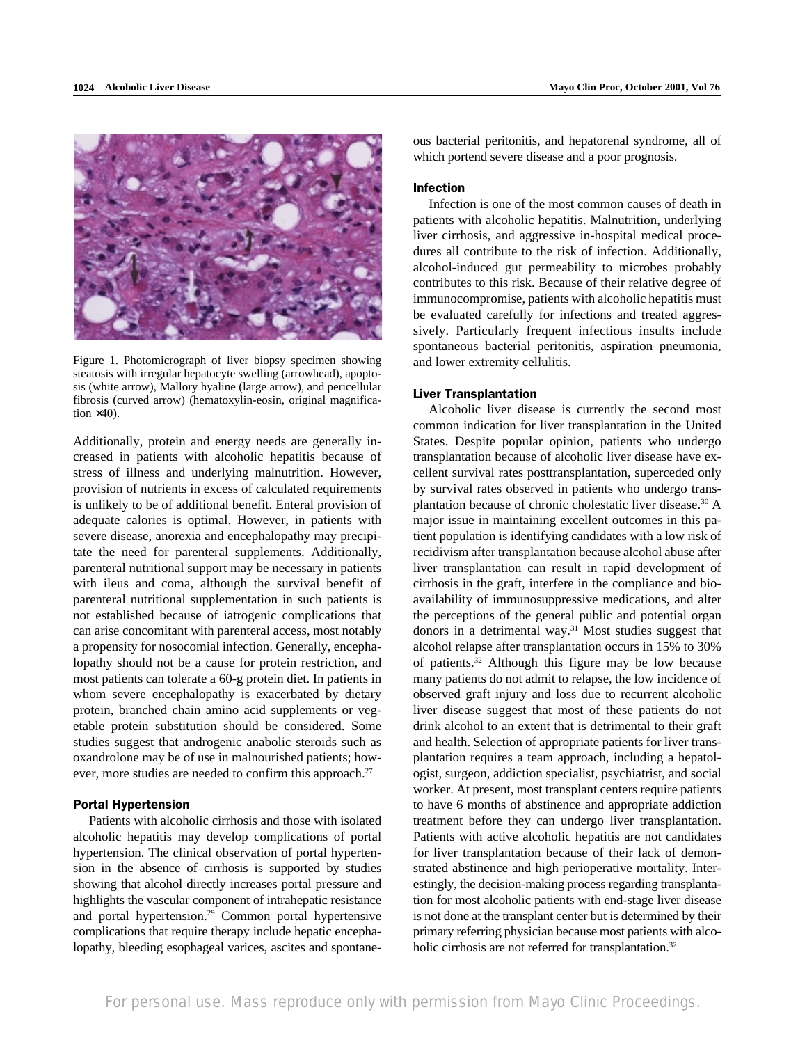Figure 1. Photomicrograph of liver biopsy specimen showing steatosis with irregular hepatocyte swelling (arrowhead), apoptosis (white arrow), Mallory hyaline (large arrow), and pericellular fibrosis (curved arrow) (hematoxylin-eosin, original magnification ×40).

Additionally, protein and energy needs are generally increased in patients with alcoholic hepatitis because of stress of illness and underlying malnutrition. However, provision of nutrients in excess of calculated requirements is unlikely to be of additional benefit. Enteral provision of adequate calories is optimal. However, in patients with severe disease, anorexia and encephalopathy may precipitate the need for parenteral supplements. Additionally, parenteral nutritional support may be necessary in patients with ileus and coma, although the survival benefit of parenteral nutritional supplementation in such patients is not established because of iatrogenic complications that can arise concomitant with parenteral access, most notably a propensity for nosocomial infection. Generally, encephalopathy should not be a cause for protein restriction, and most patients can tolerate a 60-g protein diet. In patients in whom severe encephalopathy is exacerbated by dietary protein, branched chain amino acid supplements or vegetable protein substitution should be considered. Some studies suggest that androgenic anabolic steroids such as oxandrolone may be of use in malnourished patients; however, more studies are needed to confirm this approach.[27]

### Portal Hypertension

Patients with alcoholic cirrhosis and those with isolated alcoholic hepatitis may develop complications of portal hypertension. The clinical observation of portal hypertension in the absence of cirrhosis is supported by studies showing that alcohol directly increases portal pressure and highlights the vascular component of intrahepatic resistance and portal hypertension.[29] Common portal hypertensive complications that require therapy include hepatic encephalopathy, bleeding esophageal varices, ascites and spontaneous bacterial peritonitis, and hepatorenal syndrome, all of which portend severe disease and a poor prognosis.

### Infection

Infection is one of the most common causes of death in patients with alcoholic hepatitis. Malnutrition, underlying liver cirrhosis, and aggressive in-hospital medical procedures all contribute to the risk of infection. Additionally, alcohol-induced gut permeability to microbes probably contributes to this risk. Because of their relative degree of immunocompromise, patients with alcoholic hepatitis must be evaluated carefully for infections and treated aggressively. Particularly frequent infectious insults include spontaneous bacterial peritonitis, aspiration pneumonia, and lower extremity cellulitis.

### Liver Transplantation

Alcoholic liver disease is currently the second most common indication for liver transplantation in the United States. Despite popular opinion, patients who undergo transplantation because of alcoholic liver disease have excellent survival rates posttransplantation, superceded only by survival rates observed in patients who undergo transplantation because of chronic cholestatic liver disease.[30] A major issue in maintaining excellent outcomes in this patient population is identifying candidates with a low risk of recidivism after transplantation because alcohol abuse after liver transplantation can result in rapid development of cirrhosis in the graft, interfere in the compliance and bioavailability of immunosuppressive medications, and alter the perceptions of the general public and potential organ donors in a detrimental way.[31] Most studies suggest that alcohol relapse after transplantation occurs in 15% to 30% of patients.[32] Although this figure may be low because many patients do not admit to relapse, the low incidence of observed graft injury and loss due to recurrent alcoholic liver disease suggest that most of these patients do not drink alcohol to an extent that is detrimental to their graft and health. Selection of appropriate patients for liver transplantation requires a team approach, including a hepatologist, surgeon, addiction specialist, psychiatrist, and social worker. At present, most transplant centers require patients to have 6 months of abstinence and appropriate addiction treatment before they can undergo liver transplantation. Patients with active alcoholic hepatitis are not candidates for liver transplantation because of their lack of demonstrated abstinence and high perioperative mortality. Interestingly, the decision-making process regarding transplantation for most alcoholic patients with end-stage liver disease is not done at the transplant center but is determined by their primary referring physician because most patients with alcoholic cirrhosis are not referred for transplantation.[32]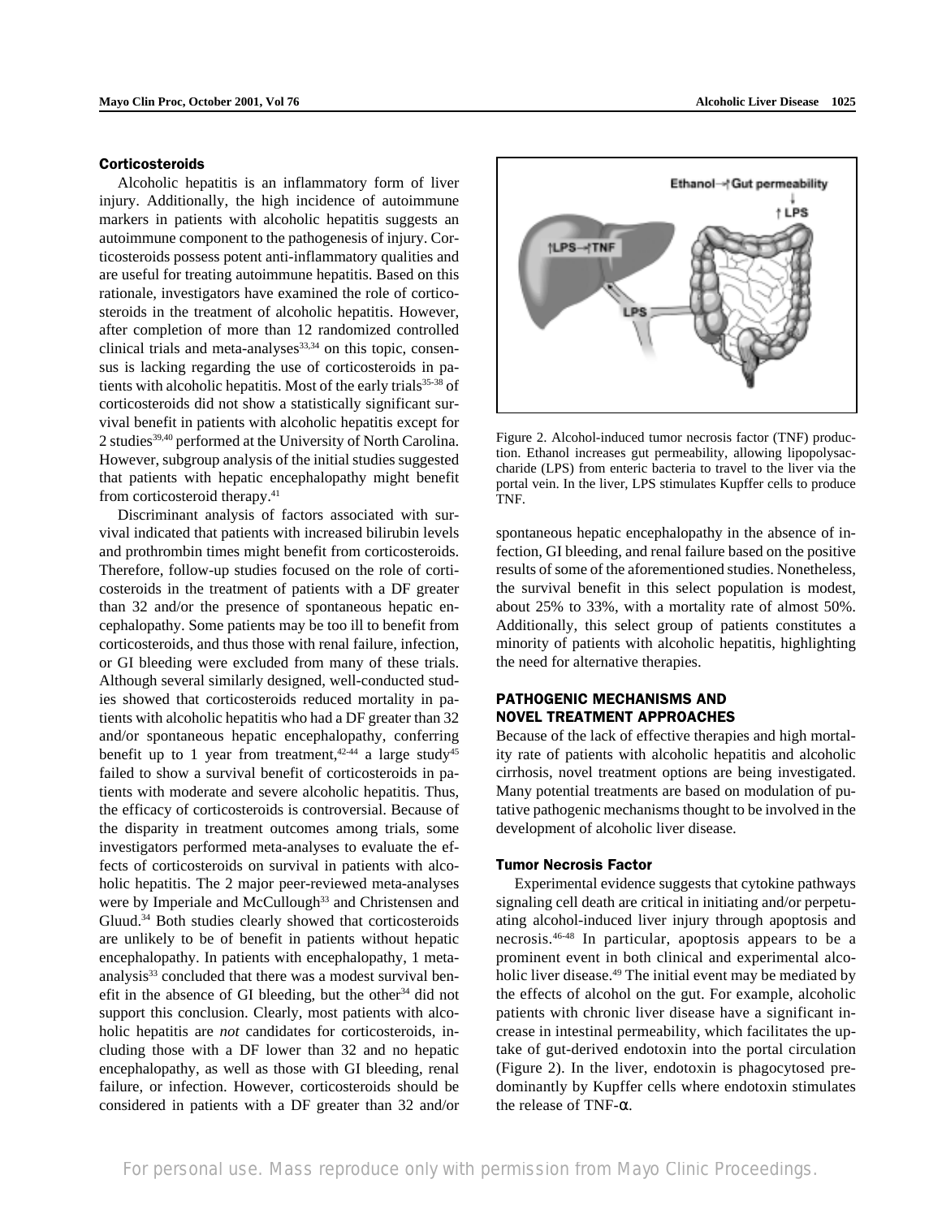### Corticosteroids

Alcoholic hepatitis is an inflammatory form of liver injury. Additionally, the high incidence of autoimmune markers in patients with alcoholic hepatitis suggests an autoimmune component to the pathogenesis of injury. Corticosteroids possess potent anti-inflammatory qualities and are useful for treating autoimmune hepatitis. Based on this rationale, investigators have examined the role of corticosteroids in the treatment of alcoholic hepatitis. However, after completion of more than 12 randomized controlled clinical trials and meta-analyses[33,34] on this topic, consensus is lacking regarding the use of corticosteroids in patients with alcoholic hepatitis. Most of the early trials[35-38] of corticosteroids did not show a statistically significant survival benefit in patients with alcoholic hepatitis except for 2 studies[39,40] performed at the University of North Carolina. However, subgroup analysis of the initial studies suggested that patients with hepatic encephalopathy might benefit from corticosteroid therapy.[41]

Discriminant analysis of factors associated with survival indicated that patients with increased bilirubin levels and prothrombin times might benefit from corticosteroids. Therefore, follow-up studies focused on the role of corticosteroids in the treatment of patients with a DF greater than 32 and/or the presence of spontaneous hepatic encephalopathy. Some patients may be too ill to benefit from corticosteroids, and thus those with renal failure, infection, or GI bleeding were excluded from many of these trials. Although several similarly designed, well-conducted studies showed that corticosteroids reduced mortality in patients with alcoholic hepatitis who had a DF greater than 32 and/or spontaneous hepatic encephalopathy, conferring benefit up to 1 year from treatment,[42-44] a large study[45] failed to show a survival benefit of corticosteroids in patients with moderate and severe alcoholic hepatitis. Thus, the efficacy of corticosteroids is controversial. Because of the disparity in treatment outcomes among trials, some investigators performed meta-analyses to evaluate the effects of corticosteroids on survival in patients with alcoholic hepatitis. The 2 major peer-reviewed meta-analyses were by Imperiale and McCullough[33] and Christensen and Gluud.[34] Both studies clearly showed that corticosteroids are unlikely to be of benefit in patients without hepatic encephalopathy. In patients with encephalopathy, 1 meta-analysis[33] concluded that there was a modest survival benefit in the absence of GI bleeding, but the other[34] did not support this conclusion. Clearly, most patients with alcoholic hepatitis are *not* candidates for corticosteroids, including those with a DF lower than 32 and no hepatic encephalopathy, as well as those with GI bleeding, renal failure, or infection. However, corticosteroids should be considered in patients with a DF greater than 32 and/or spontaneous hepatic encephalopathy in the absence of infection, GI bleeding, and renal failure based on the positive results of some of the aforementioned studies. Nonetheless, the survival benefit in this select population is modest, about 25% to 33%, with a mortality rate of almost 50%. Additionally, this select group of patients constitutes a minority of patients with alcoholic hepatitis, highlighting the need for alternative therapies.

Figure 2. Alcohol-induced tumor necrosis factor (TNF) production. Ethanol increases gut permeability, allowing lipopolysaccharide (LPS) from enteric bacteria to travel to the liver via the portal vein. In the liver, LPS stimulates Kupffer cells to produce TNF.

## PATHOGENIC MECHANISMS AND NOVEL TREATMENT APPROACHES

Because of the lack of effective therapies and high mortality rate of patients with alcoholic hepatitis and alcoholic cirrhosis, novel treatment options are being investigated. Many potential treatments are based on modulation of putative pathogenic mechanisms thought to be involved in the development of alcoholic liver disease.

### Tumor Necrosis Factor

Experimental evidence suggests that cytokine pathways signaling cell death are critical in initiating and/or perpetuating alcohol-induced liver injury through apoptosis and necrosis.[46-48] In particular, apoptosis appears to be a prominent event in both clinical and experimental alcoholic liver disease.[49] The initial event may be mediated by the effects of alcohol on the gut. For example, alcoholic patients with chronic liver disease have a significant increase in intestinal permeability, which facilitates the uptake of gut-derived endotoxin into the portal circulation (Figure 2). In the liver, endotoxin is phagocytosed predominantly by Kupffer cells where endotoxin stimulates the release of TNF-α.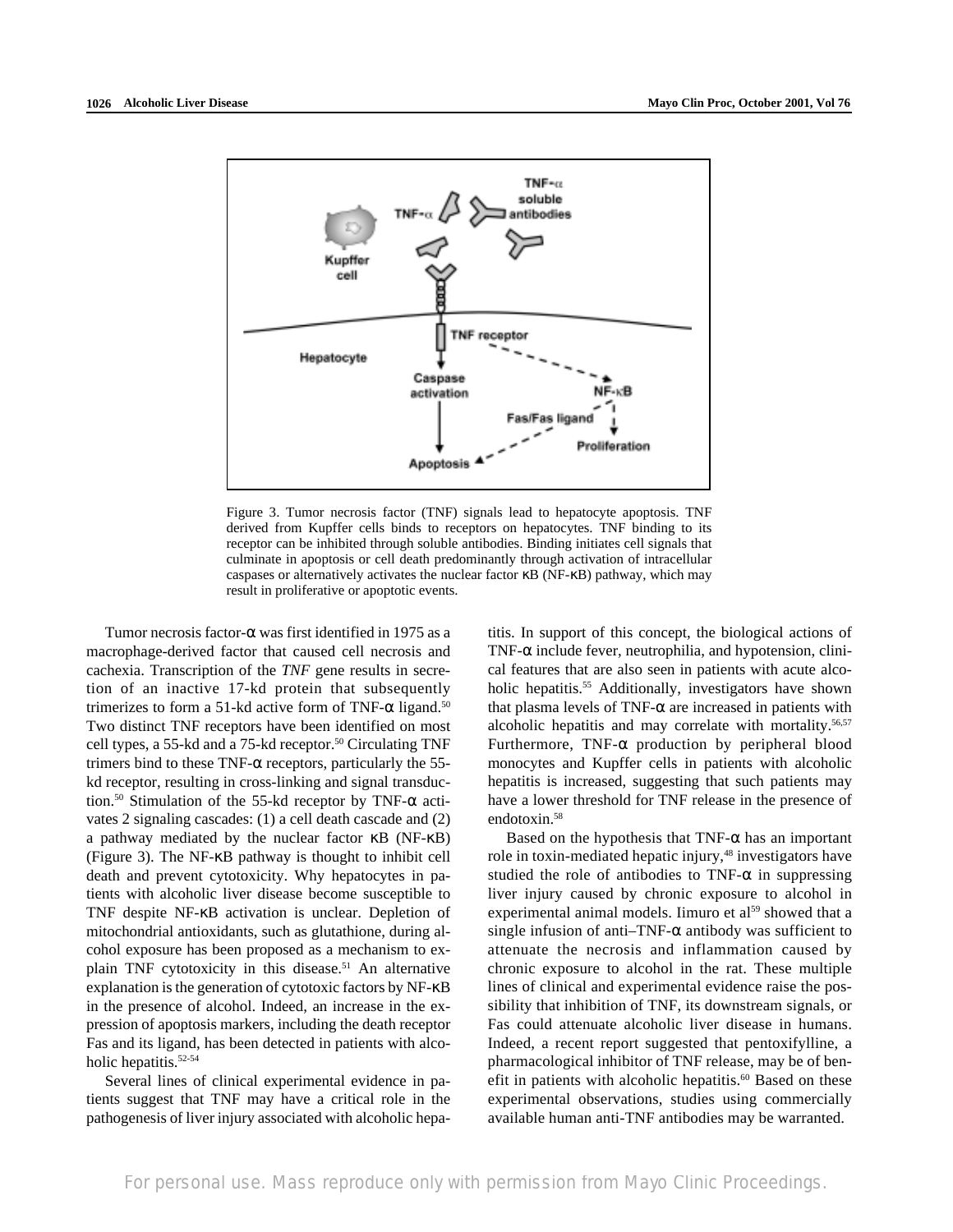Figure 3. Tumor necrosis factor (TNF) signals lead to hepatocyte apoptosis. TNF derived from Kupffer cells binds to receptors on hepatocytes. TNF binding to its receptor can be inhibited through soluble antibodies. Binding initiates cell signals that culminate in apoptosis or cell death predominantly through activation of intracellular caspases or alternatively activates the nuclear factor κB (NF-κB) pathway, which may result in proliferative or apoptotic events.

Tumor necrosis factor-α was first identified in 1975 as a macrophage-derived factor that caused cell necrosis and cachexia. Transcription of the *TNF* gene results in secretion of an inactive 17-kd protein that subsequently trimerizes to form a 51-kd active form of TNF-α ligand.[50] Two distinct TNF receptors have been identified on most cell types, a 55-kd and a 75-kd receptor.[50] Circulating TNF trimers bind to these TNF-α receptors, particularly the 55-kd receptor, resulting in cross-linking and signal transduction.[50] Stimulation of the 55-kd receptor by TNF-α activates 2 signaling cascades: (1) a cell death cascade and (2) a pathway mediated by the nuclear factor κB (NF-κB) (Figure 3). The NF-κB pathway is thought to inhibit cell death and prevent cytotoxicity. Why hepatocytes in patients with alcoholic liver disease become susceptible to TNF despite NF-κB activation is unclear. Depletion of mitochondrial antioxidants, such as glutathione, during alcohol exposure has been proposed as a mechanism to explain TNF cytotoxicity in this disease.[51] An alternative explanation is the generation of cytotoxic factors by NF-κB in the presence of alcohol. Indeed, an increase in the expression of apoptosis markers, including the death receptor Fas and its ligand, has been detected in patients with alcoholic hepatitis.[52-54]

Several lines of clinical experimental evidence in patients suggest that TNF may have a critical role in the pathogenesis of liver injury associated with alcoholic hepatitis. In support of this concept, the biological actions of TNF-α include fever, neutrophilia, and hypotension, clinical features that are also seen in patients with acute alcoholic hepatitis.[55] Additionally, investigators have shown that plasma levels of TNF-α are increased in patients with alcoholic hepatitis and may correlate with mortality.[56,57] Furthermore, TNF-α production by peripheral blood monocytes and Kupffer cells in patients with alcoholic hepatitis is increased, suggesting that such patients may have a lower threshold for TNF release in the presence of endotoxin.[58]

Based on the hypothesis that TNF-α has an important role in toxin-mediated hepatic injury,[48] investigators have studied the role of antibodies to TNF-α in suppressing liver injury caused by chronic exposure to alcohol in experimental animal models. Iimuro et al[59] showed that a single infusion of anti–TNF-α antibody was sufficient to attenuate the necrosis and inflammation caused by chronic exposure to alcohol in the rat. These multiple lines of clinical and experimental evidence raise the possibility that inhibition of TNF, its downstream signals, or Fas could attenuate alcoholic liver disease in humans. Indeed, a recent report suggested that pentoxifylline, a pharmacological inhibitor of TNF release, may be of benefit in patients with alcoholic hepatitis.[60] Based on these experimental observations, studies using commercially available human anti-TNF antibodies may be warranted.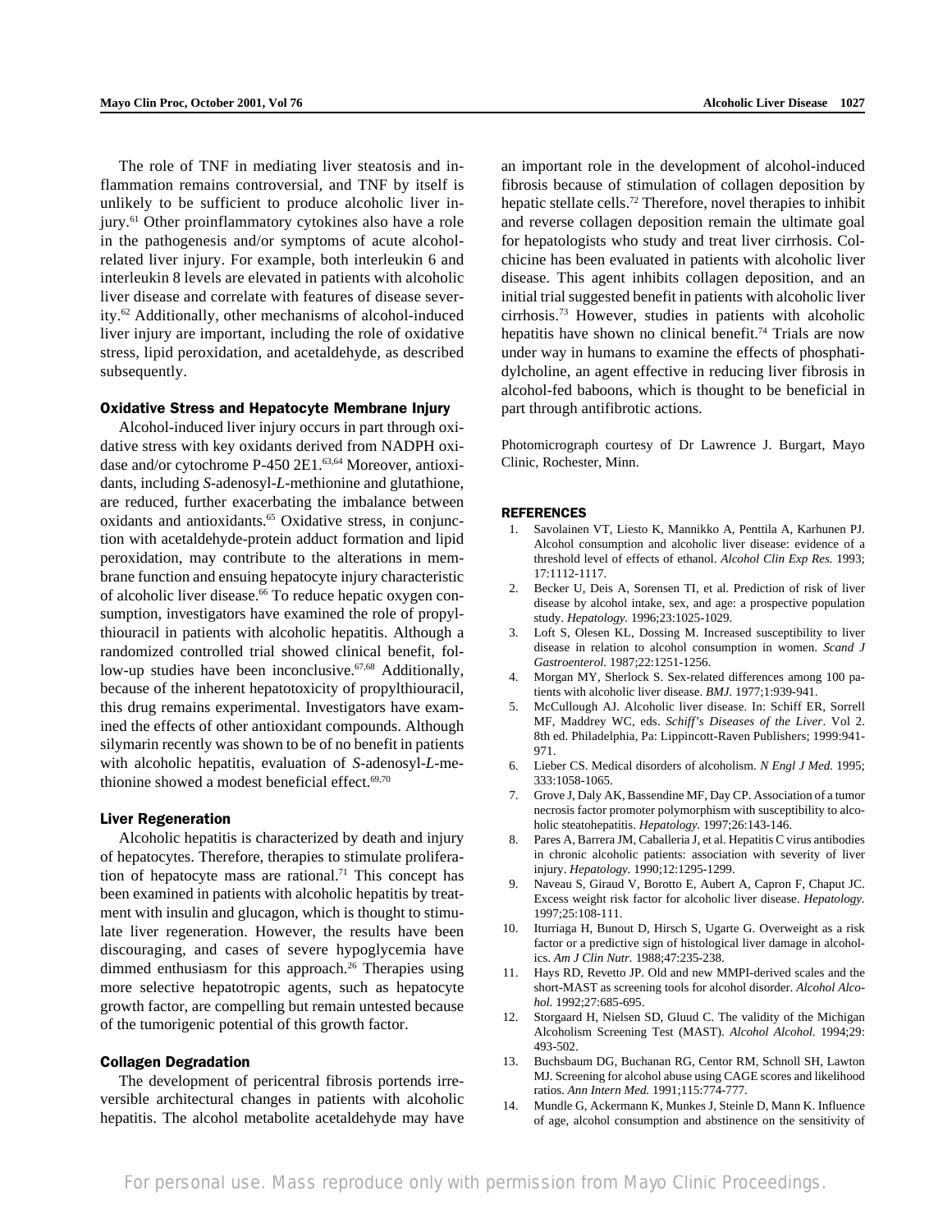The role of TNF in mediating liver steatosis and inflammation remains controversial, and TNF by itself is unlikely to be sufficient to produce alcoholic liver injury.[61] Other proinflammatory cytokines also have a role in the pathogenesis and/or symptoms of acute alcohol-related liver injury. For example, both interleukin 6 and interleukin 8 levels are elevated in patients with alcoholic liver disease and correlate with features of disease severity.[62] Additionally, other mechanisms of alcohol-induced liver injury are important, including the role of oxidative stress, lipid peroxidation, and acetaldehyde, as described subsequently.

### Oxidative Stress and Hepatocyte Membrane Injury

Alcohol-induced liver injury occurs in part through oxidative stress with key oxidants derived from NADPH oxidase and/or cytochrome P-450 2E1.[63,64] Moreover, antioxidants, including *S*-adenosyl-*L*-methionine and glutathione, are reduced, further exacerbating the imbalance between oxidants and antioxidants.[65] Oxidative stress, in conjunction with acetaldehyde-protein adduct formation and lipid peroxidation, may contribute to the alterations in membrane function and ensuing hepatocyte injury characteristic of alcoholic liver disease.[66] To reduce hepatic oxygen consumption, investigators have examined the role of propylthiouracil in patients with alcoholic hepatitis. Although a randomized controlled trial showed clinical benefit, follow-up studies have been inconclusive.[67,68] Additionally, because of the inherent hepatotoxicity of propylthiouracil, this drug remains experimental. Investigators have examined the effects of other antioxidant compounds. Although silymarin recently was shown to be of no benefit in patients with alcoholic hepatitis, evaluation of *S*-adenosyl-*L*-methionine showed a modest beneficial effect.[69,70]

### Liver Regeneration

Alcoholic hepatitis is characterized by death and injury of hepatocytes. Therefore, therapies to stimulate proliferation of hepatocyte mass are rational.[71] This concept has been examined in patients with alcoholic hepatitis by treatment with insulin and glucagon, which is thought to stimulate liver regeneration. However, the results have been discouraging, and cases of severe hypoglycemia have dimmed enthusiasm for this approach.[26] Therapies using more selective hepatotropic agents, such as hepatocyte growth factor, are compelling but remain untested because of the tumorigenic potential of this growth factor.

### Collagen Degradation

The development of pericentral fibrosis portends irreversible architectural changes in patients with alcoholic hepatitis. The alcohol metabolite acetaldehyde may have an important role in the development of alcohol-induced fibrosis because of stimulation of collagen deposition by hepatic stellate cells.[72] Therefore, novel therapies to inhibit and reverse collagen deposition remain the ultimate goal for hepatologists who study and treat liver cirrhosis. Colchicine has been evaluated in patients with alcoholic liver disease. This agent inhibits collagen deposition, and an initial trial suggested benefit in patients with alcoholic liver cirrhosis.[73] However, studies in patients with alcoholic hepatitis have shown no clinical benefit.[74] Trials are now under way in humans to examine the effects of phosphatidylcholine, an agent effective in reducing liver fibrosis in alcohol-fed baboons, which is thought to be beneficial in part through antifibrotic actions.

Photomicrograph courtesy of Dr Lawrence J. Burgart, Mayo Clinic, Rochester, Minn.

## REFERENCES

1. Savolainen VT, Liesto K, Mannikko A, Penttila A, Karhunen PJ. Alcohol consumption and alcoholic liver disease: evidence of a threshold level of effects of ethanol. *Alcohol Clin Exp Res.* 1993; 17:1112-1117.
2. Becker U, Deis A, Sorensen TI, et al. Prediction of risk of liver disease by alcohol intake, sex, and age: a prospective population study. *Hepatology.* 1996;23:1025-1029.
3. Loft S, Olesen KL, Dossing M. Increased susceptibility to liver disease in relation to alcohol consumption in women. *Scand J Gastroenterol.* 1987;22:1251-1256.
4. Morgan MY, Sherlock S. Sex-related differences among 100 patients with alcoholic liver disease. *BMJ.* 1977;1:939-941.
5. McCullough AJ. Alcoholic liver disease. In: Schiff ER, Sorrell MF, Maddrey WC, eds. *Schiff's Diseases of the Liver*. Vol 2. 8th ed. Philadelphia, Pa: Lippincott-Raven Publishers; 1999:941-971.
6. Lieber CS. Medical disorders of alcoholism. *N Engl J Med.* 1995; 333:1058-1065.
7. Grove J, Daly AK, Bassendine MF, Day CP. Association of a tumor necrosis factor promoter polymorphism with susceptibility to alcoholic steatohepatitis. *Hepatology.* 1997;26:143-146.
8. Pares A, Barrera JM, Caballeria J, et al. Hepatitis C virus antibodies in chronic alcoholic patients: association with severity of liver injury. *Hepatology.* 1990;12:1295-1299.
9. Naveau S, Giraud V, Borotto E, Aubert A, Capron F, Chaput JC. Excess weight risk factor for alcoholic liver disease. *Hepatology.* 1997;25:108-111.
10. Iturriaga H, Bunout D, Hirsch S, Ugarte G. Overweight as a risk factor or a predictive sign of histological liver damage in alcoholics. *Am J Clin Nutr.* 1988;47:235-238.
11. Hays RD, Revetto JP. Old and new MMPI-derived scales and the short-MAST as screening tools for alcohol disorder. *Alcohol Alcohol.* 1992;27:685-695.
12. Storgaard H, Nielsen SD, Gluud C. The validity of the Michigan Alcoholism Screening Test (MAST). *Alcohol Alcohol.* 1994;29: 493-502.
13. Buchsbaum DG, Buchanan RG, Centor RM, Schnoll SH, Lawton MJ. Screening for alcohol abuse using CAGE scores and likelihood ratios. *Ann Intern Med.* 1991;115:774-777.
14. Mundle G, Ackermann K, Munkes J, Steinle D, Mann K. Influence of age, alcohol consumption and abstinence on the sensitivity of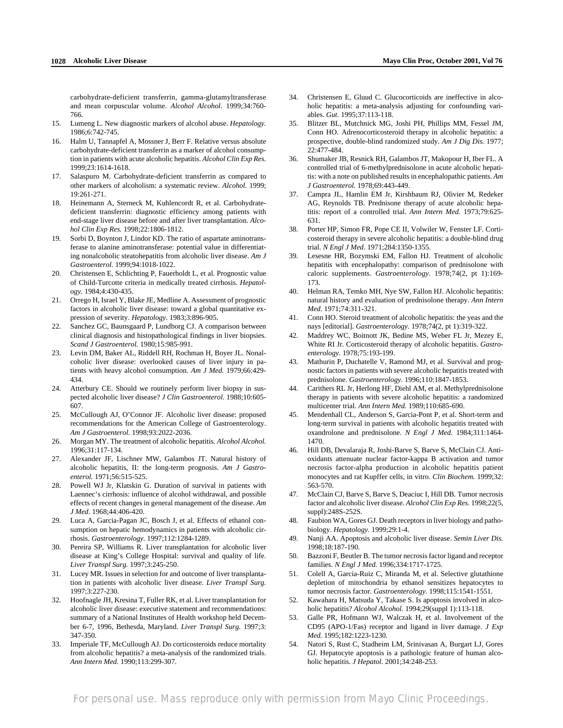carbohydrate-deficient transferrin, gamma-glutamyltransferase and mean corpuscular volume. *Alcohol Alcohol.* 1999;34:760-766.

15. Lumeng L. New diagnostic markers of alcohol abuse. *Hepatology.* 1986;6:742-745.
16. Halm U, Tannapfel A, Mossner J, Berr F. Relative versus absolute carbohydrate-deficient transferrin as a marker of alcohol consumption in patients with acute alcoholic hepatitis. *Alcohol Clin Exp Res.* 1999;23:1614-1618.
17. Salaspuro M. Carbohydrate-deficient transferrin as compared to other markers of alcoholism: a systematic review. *Alcohol.* 1999; 19:261-271.
18. Heinemann A, Sterneck M, Kuhlencordt R, et al. Carbohydrate-deficient transferrin: diagnostic efficiency among patients with end-stage liver disease before and after liver transplantation. *Alcohol Clin Exp Res.* 1998;22:1806-1812.
19. Sorbi D, Boynton J, Lindor KD. The ratio of aspartate aminotransferase to alanine aminotransferase: potential value in differentiating nonalcoholic steatohepatitis from alcoholic liver disease. *Am J Gastroenterol.* 1999;94:1018-1022.
20. Christensen E, Schlichting P, Fauerholdt L, et al. Prognostic value of Child-Turcotte criteria in medically treated cirrhosis. *Hepatology.* 1984;4:430-435.
21. Orrego H, Israel Y, Blake JE, Medline A. Assessment of prognostic factors in alcoholic liver disease: toward a global quantitative expression of severity. *Hepatology.* 1983;3:896-905.
22. Sanchez GC, Baunsgaard P, Lundborg CJ. A comparison between clinical diagnosis and histopathological findings in liver biopsies. *Scand J Gastroenterol.* 1980;15:985-991.
23. Levin DM, Baker AL, Riddell RH, Rochman H, Boyer JL. Nonalcoholic liver disease: overlooked causes of liver injury in patients with heavy alcohol consumption. *Am J Med.* 1979;66:429-434.
24. Atterbury CE. Should we routinely perform liver biopsy in suspected alcoholic liver disease? *J Clin Gastroenterol.* 1988;10:605-607.
25. McCullough AJ, O'Connor JF. Alcoholic liver disease: proposed recommendations for the American College of Gastroenterology. *Am J Gastroenterol.* 1998;93:2022-2036.
26. Morgan MY. The treatment of alcoholic hepatitis. *Alcohol Alcohol.* 1996;31:117-134.
27. Alexander JF, Lischner MW, Galambos JT. Natural history of alcoholic hepatitis, II: the long-term prognosis. *Am J Gastroenterol.* 1971;56:515-525.
28. Powell WJ Jr, Klatskin G. Duration of survival in patients with Laennec's cirrhosis: influence of alcohol withdrawal, and possible effects of recent changes in general management of the disease. *Am J Med.* 1968;44:406-420.
29. Luca A, Garcia-Pagan JC, Bosch J, et al. Effects of ethanol consumption on hepatic hemodynamics in patients with alcoholic cirrhosis. *Gastroenterology.* 1997;112:1284-1289.
30. Pereira SP, Williams R. Liver transplantation for alcoholic liver disease at King's College Hospital: survival and quality of life. *Liver Transpl Surg.* 1997;3:245-250.
31. Lucey MR. Issues in selection for and outcome of liver transplantation in patients with alcoholic liver disease. *Liver Transpl Surg.* 1997;3:227-230.
32. Hoofnagle JH, Kresina T, Fuller RK, et al. Liver transplantation for alcoholic liver disease: executive statement and recommendations: summary of a National Institutes of Health workshop held December 6-7, 1996, Bethesda, Maryland. *Liver Transpl Surg.* 1997;3: 347-350.
33. Imperiale TF, McCullough AJ. Do corticosteroids reduce mortality from alcoholic hepatitis? a meta-analysis of the randomized trials. *Ann Intern Med.* 1990;113:299-307.
34. Christensen E, Gluud C. Glucocorticoids are ineffective in alcoholic hepatitis: a meta-analysis adjusting for confounding variables. *Gut.* 1995;37:113-118.
35. Blitzer BL, Mutchnick MG, Joshi PH, Phillips MM, Fessel JM, Conn HO. Adrenocorticosteroid therapy in alcoholic hepatitis: a prospective, double-blind randomized study. *Am J Dig Dis.* 1977; 22:477-484.
36. Shumaker JB, Resnick RH, Galambos JT, Makopour H, Iber FL. A controlled trial of 6-methylprednisolone in acute alcoholic hepatitis: with a note on published results in encephalopathic patients. *Am J Gastroenterol.* 1978;69:443-449.
37. Campra JL, Hamlin EM Jr, Kirshbaum RJ, Olivier M, Redeker AG, Reynolds TB. Prednisone therapy of acute alcoholic hepatitis: report of a controlled trial. *Ann Intern Med.* 1973;79:625-631.
38. Porter HP, Simon FR, Pope CE II, Volwiler W, Fenster LF. Corticosteroid therapy in severe alcoholic hepatitis: a double-blind drug trial. *N Engl J Med.* 1971;284:1350-1355.
39. Lesesne HR, Bozymski EM, Fallon HJ. Treatment of alcoholic hepatitis with encephalopathy: comparison of prednisolone with caloric supplements. *Gastroenterology.* 1978;74(2, pt 1):169-173.
40. Helman RA, Temko MH, Nye SW, Fallon HJ. Alcoholic hepatitis: natural history and evaluation of prednisolone therapy. *Ann Intern Med.* 1971;74:311-321.
41. Conn HO. Steroid treatment of alcoholic hepatitis: the yeas and the nays [editorial]. *Gastroenterology.* 1978;74(2, pt 1):319-322.
42. Maddrey WC, Boitnott JK, Bedine MS, Weber FL Jr, Mezey E, White RI Jr. Corticosteroid therapy of alcoholic hepatitis. *Gastroenterology.* 1978;75:193-199.
43. Mathurin P, Duchatelle V, Ramond MJ, et al. Survival and prognostic factors in patients with severe alcoholic hepatitis treated with prednisolone. *Gastroenterology.* 1996;110:1847-1853.
44. Carithers RL Jr, Herlong HF, Diehl AM, et al. Methylprednisolone therapy in patients with severe alcoholic hepatitis: a randomized multicenter trial. *Ann Intern Med.* 1989;110:685-690.
45. Mendenhall CL, Anderson S, Garcia-Pont P, et al. Short-term and long-term survival in patients with alcoholic hepatitis treated with oxandrolone and prednisolone. *N Engl J Med.* 1984;311:1464-1470.
46. Hill DB, Devalaraja R, Joshi-Barve S, Barve S, McClain CJ. Antioxidants attenuate nuclear factor-kappa B activation and tumor necrosis factor-alpha production in alcoholic hepatitis patient monocytes and rat Kupffer cells, in vitro. *Clin Biochem.* 1999;32: 563-570.
47. McClain CJ, Barve S, Barve S, Deaciuc I, Hill DB. Tumor necrosis factor and alcoholic liver disease. *Alcohol Clin Exp Res.* 1998;22(5, suppl):248S-252S.
48. Faubion WA, Gores GJ. Death receptors in liver biology and pathobiology. *Hepatology.* 1999;29:1-4.
49. Nanji AA. Apoptosis and alcoholic liver disease. *Semin Liver Dis.* 1998;18:187-190.
50. Bazzoni F, Beutler B. The tumor necrosis factor ligand and receptor families. *N Engl J Med.* 1996;334:1717-1725.
51. Colell A, Garcia-Ruiz C, Miranda M, et al. Selective glutathione depletion of mitochondria by ethanol sensitizes hepatocytes to tumor necrosis factor. *Gastroenterology.* 1998;115:1541-1551.
52. Kawahara H, Matsuda Y, Takase S. Is apoptosis involved in alcoholic hepatitis? *Alcohol Alcohol.* 1994;29(suppl 1):113-118.
53. Galle PR, Hofmann WJ, Walczak H, et al. Involvement of the CD95 (APO-1/Fas) receptor and ligand in liver damage. *J Exp Med.* 1995;182:1223-1230.
54. Natori S, Rust C, Stadheim LM, Srinivasan A, Burgart LJ, Gores GJ. Hepatocyte apoptosis is a pathologic feature of human alcoholic hepatitis. *J Hepatol.* 2001;34:248-253.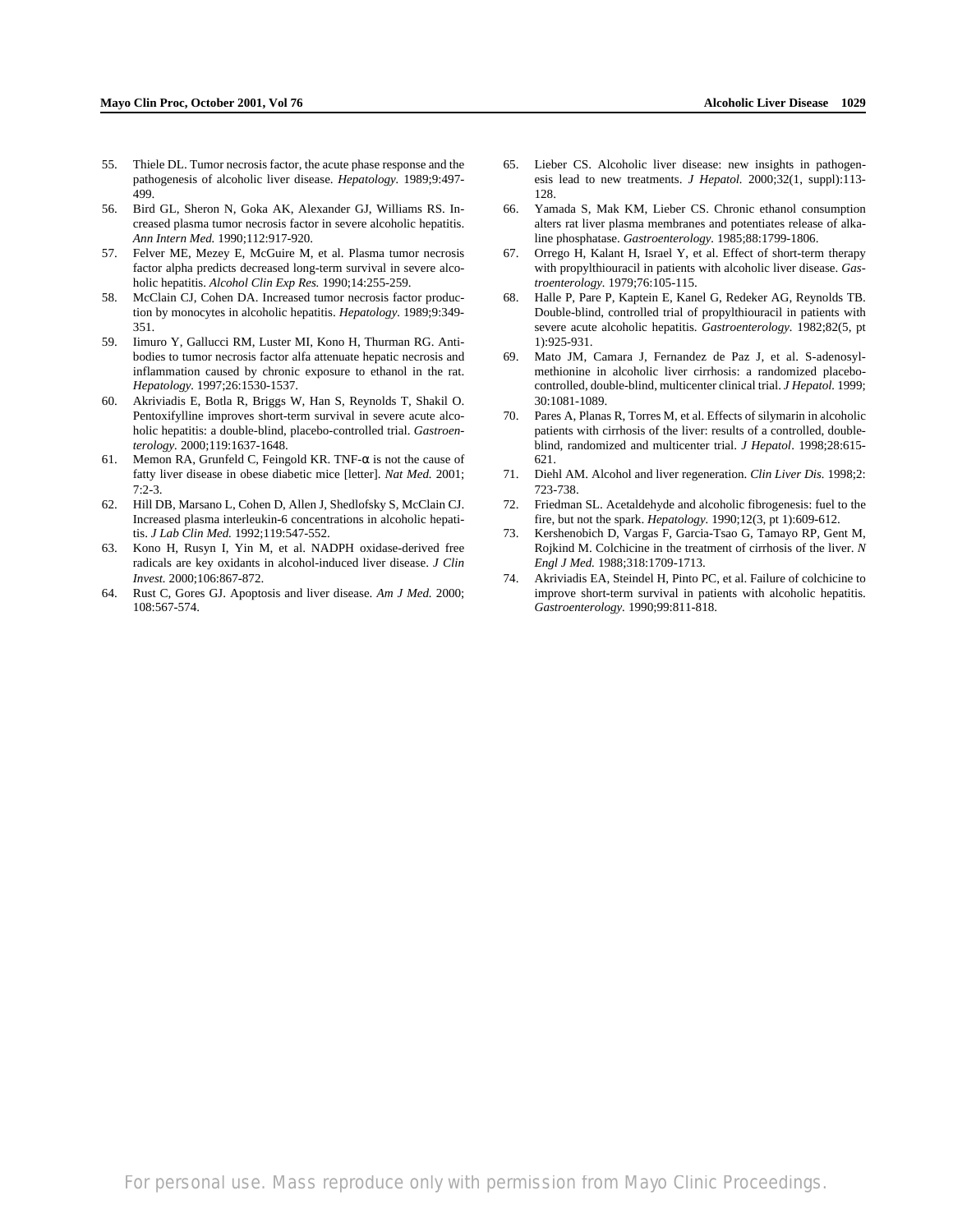55. Thiele DL. Tumor necrosis factor, the acute phase response and the pathogenesis of alcoholic liver disease. *Hepatology.* 1989;9:497-499.
56. Bird GL, Sheron N, Goka AK, Alexander GJ, Williams RS. Increased plasma tumor necrosis factor in severe alcoholic hepatitis. *Ann Intern Med.* 1990;112:917-920.
57. Felver ME, Mezey E, McGuire M, et al. Plasma tumor necrosis factor alpha predicts decreased long-term survival in severe alcoholic hepatitis. *Alcohol Clin Exp Res.* 1990;14:255-259.
58. McClain CJ, Cohen DA. Increased tumor necrosis factor production by monocytes in alcoholic hepatitis. *Hepatology.* 1989;9:349-351.
59. Iimuro Y, Gallucci RM, Luster MI, Kono H, Thurman RG. Antibodies to tumor necrosis factor alfa attenuate hepatic necrosis and inflammation caused by chronic exposure to ethanol in the rat. *Hepatology.* 1997;26:1530-1537.
60. Akriviadis E, Botla R, Briggs W, Han S, Reynolds T, Shakil O. Pentoxifylline improves short-term survival in severe acute alcoholic hepatitis: a double-blind, placebo-controlled trial. *Gastroenterology.* 2000;119:1637-1648.
61. Memon RA, Grunfeld C, Feingold KR. TNF-α is not the cause of fatty liver disease in obese diabetic mice [letter]. *Nat Med.* 2001; 7:2-3.
62. Hill DB, Marsano L, Cohen D, Allen J, Shedlofsky S, McClain CJ. Increased plasma interleukin-6 concentrations in alcoholic hepatitis. *J Lab Clin Med.* 1992;119:547-552.
63. Kono H, Rusyn I, Yin M, et al. NADPH oxidase-derived free radicals are key oxidants in alcohol-induced liver disease. *J Clin Invest.* 2000;106:867-872.
64. Rust C, Gores GJ. Apoptosis and liver disease. *Am J Med.* 2000; 108:567-574.
65. Lieber CS. Alcoholic liver disease: new insights in pathogenesis lead to new treatments. *J Hepatol.* 2000;32(1, suppl):113-128.
66. Yamada S, Mak KM, Lieber CS. Chronic ethanol consumption alters rat liver plasma membranes and potentiates release of alkaline phosphatase. *Gastroenterology.* 1985;88:1799-1806.
67. Orrego H, Kalant H, Israel Y, et al. Effect of short-term therapy with propylthiouracil in patients with alcoholic liver disease. *Gastroenterology.* 1979;76:105-115.
68. Halle P, Pare P, Kaptein E, Kanel G, Redeker AG, Reynolds TB. Double-blind, controlled trial of propylthiouracil in patients with severe acute alcoholic hepatitis. *Gastroenterology.* 1982;82(5, pt 1):925-931.
69. Mato JM, Camara J, Fernandez de Paz J, et al. S-adenosylmethionine in alcoholic liver cirrhosis: a randomized placebo-controlled, double-blind, multicenter clinical trial. *J Hepatol.* 1999; 30:1081-1089.
70. Pares A, Planas R, Torres M, et al. Effects of silymarin in alcoholic patients with cirrhosis of the liver: results of a controlled, double-blind, randomized and multicenter trial. *J Hepatol*. 1998;28:615-621.
71. Diehl AM. Alcohol and liver regeneration. *Clin Liver Dis.* 1998;2: 723-738.
72. Friedman SL. Acetaldehyde and alcoholic fibrogenesis: fuel to the fire, but not the spark. *Hepatology.* 1990;12(3, pt 1):609-612.
73. Kershenobich D, Vargas F, Garcia-Tsao G, Tamayo RP, Gent M, Rojkind M. Colchicine in the treatment of cirrhosis of the liver. *N Engl J Med.* 1988;318:1709-1713.
74. Akriviadis EA, Steindel H, Pinto PC, et al. Failure of colchicine to improve short-term survival in patients with alcoholic hepatitis. *Gastroenterology.* 1990;99:811-818.

For personal use. Mass reproduce only with permission from Mayo Clinic Proceedings.